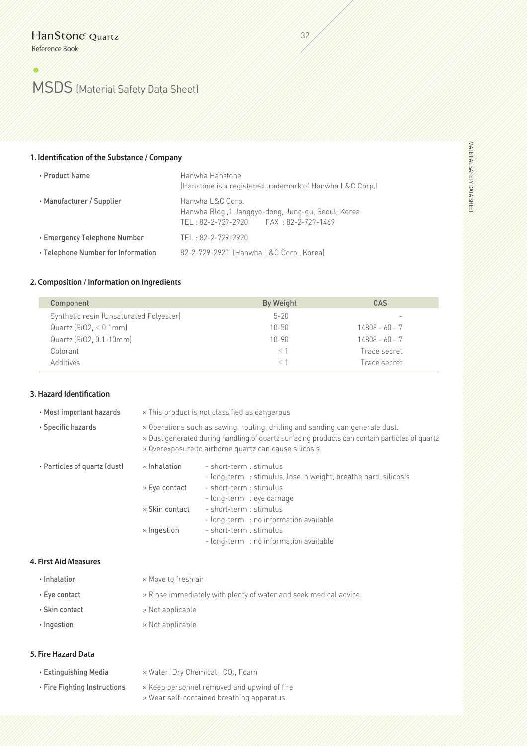# MSDS (Material Safety Data Sheet)

## 1. Identification of the Substance / Company

- **Product Name**: Hanwha Hanstone
  (Hanstone is a registered trademark of Hanwha L&C Corp.)
- **Manufacturer / Supplier**: Hanwha L&C Corp.
  Hanwha Bldg.,1 Janggyo-dong, Jung-gu, Seoul, Korea
  TEL : 82-2-729-2920 FAX : 82-2-729-1469
- **Emergency Telephone Number**: TEL : 82-2-729-2920
- **Telephone Number for Information**: 82-2-729-2920 (Hanwha L&C Corp., Korea)

## 2. Composition / Information on Ingredients

| Component | By Weight | CAS |
|---|---|---|
| Synthetic resin (Unsaturated Polyester) | 5-20 | - |
| Quartz ($SiO_2$, < 0.1mm) | 10-50 | 14808 - 60 - 7 |
| Quartz ($SiO_2$, 0.1-10mm) | 10-90 | 14808 - 60 - 7 |
| Colorant | < 1 | Trade secret |
| Additives | < 1 | Trade secret |

## 3. Hazard Identification

- **Most important hazards**
  - » This product is not classified as dangerous
- **Specific hazards**
  - » Operations such as sawing, routing, drilling and sanding can generate dust.
  - » Dust generated during handling of quartz surfacing products can contain particles of quartz
  - » Overexposure to airborne quartz can cause silicosis.
- **Particles of quartz (dust)**
  - » Inhalation
    - short-term : stimulus
    - long-term : stimulus, lose in weight, breathe hard, silicosis
  - » Eye contact
    - short-term : stimulus
    - long-term : eye damage
  - » Skin contact
    - short-term : stimulus
    - long-term : no information available
  - » Ingestion
    - short-term : stimulus
    - long-term : no information available

## 4. First Aid Measures

- **Inhalation**: » Move to fresh air
- **Eye contact**: » Rinse immediately with plenty of water and seek medical advice.
- **Skin contact**: » Not applicable
- **Ingestion**: » Not applicable

## 5. Fire Hazard Data

- **Extinguishing Media**: » Water, Dry Chemical , $CO_2$, Foam
- **Fire Fighting Instructions**
  - » Keep personnel removed and upwind of fire
  - » Wear self-contained breathing apparatus.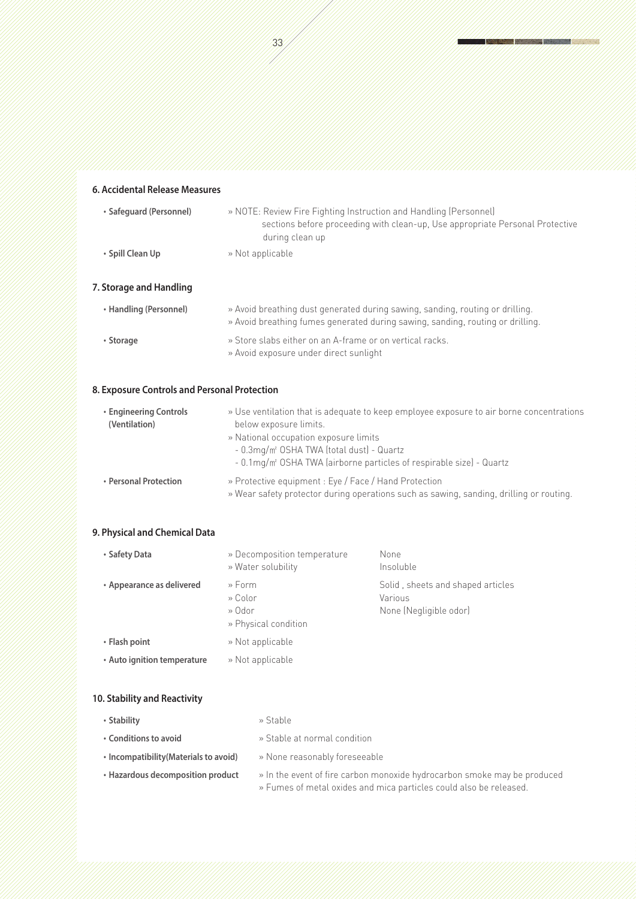## 6. Accidental Release Measures

- **Safeguard (Personnel)** » NOTE: Review Fire Fighting Instruction and Handling (Personnel) sections before proceeding with clean-up, Use appropriate Personal Protective during clean up
- **Spill Clean Up** » Not applicable

## 7. Storage and Handling

- **Handling (Personnel)** » Avoid breathing dust generated during sawing, sanding, routing or drilling.
  » Avoid breathing fumes generated during sawing, sanding, routing or drilling.
- **Storage** » Store slabs either on an A-frame or on vertical racks.
  » Avoid exposure under direct sunlight

## 8. Exposure Controls and Personal Protection

- **Engineering Controls (Ventilation)** » Use ventilation that is adequate to keep employee exposure to air borne concentrations below exposure limits.
  » National occupation exposure limits
  - 0.3mg/㎥ OSHA TWA (total dust) - Quartz
  - 0.1mg/㎥ OSHA TWA (airborne particles of respirable size) - Quartz
- **Personal Protection** » Protective equipment : Eye / Face / Hand Protection
  » Wear safety protector during operations such as sawing, sanding, drilling or routing.

## 9. Physical and Chemical Data

| | | |
|---|---|---|
| • **Safety Data** | » Decomposition temperature | None |
| | » Water solubility | Insoluble |
| • **Appearance as delivered** | » Form | Solid , sheets and shaped articles |
| | » Color | Various |
| | » Odor | None (Negligible odor) |
| | » Physical condition | |
| • **Flash point** | » Not applicable | |
| • **Auto ignition temperature** | » Not applicable | |

## 10. Stability and Reactivity

- **Stability** » Stable
- **Conditions to avoid** » Stable at normal condition
- **Incompatibility(Materials to avoid)** » None reasonably foreseeable
- **Hazardous decomposition product** » In the event of fire carbon monoxide hydrocarbon smoke may be produced
  » Fumes of metal oxides and mica particles could also be released.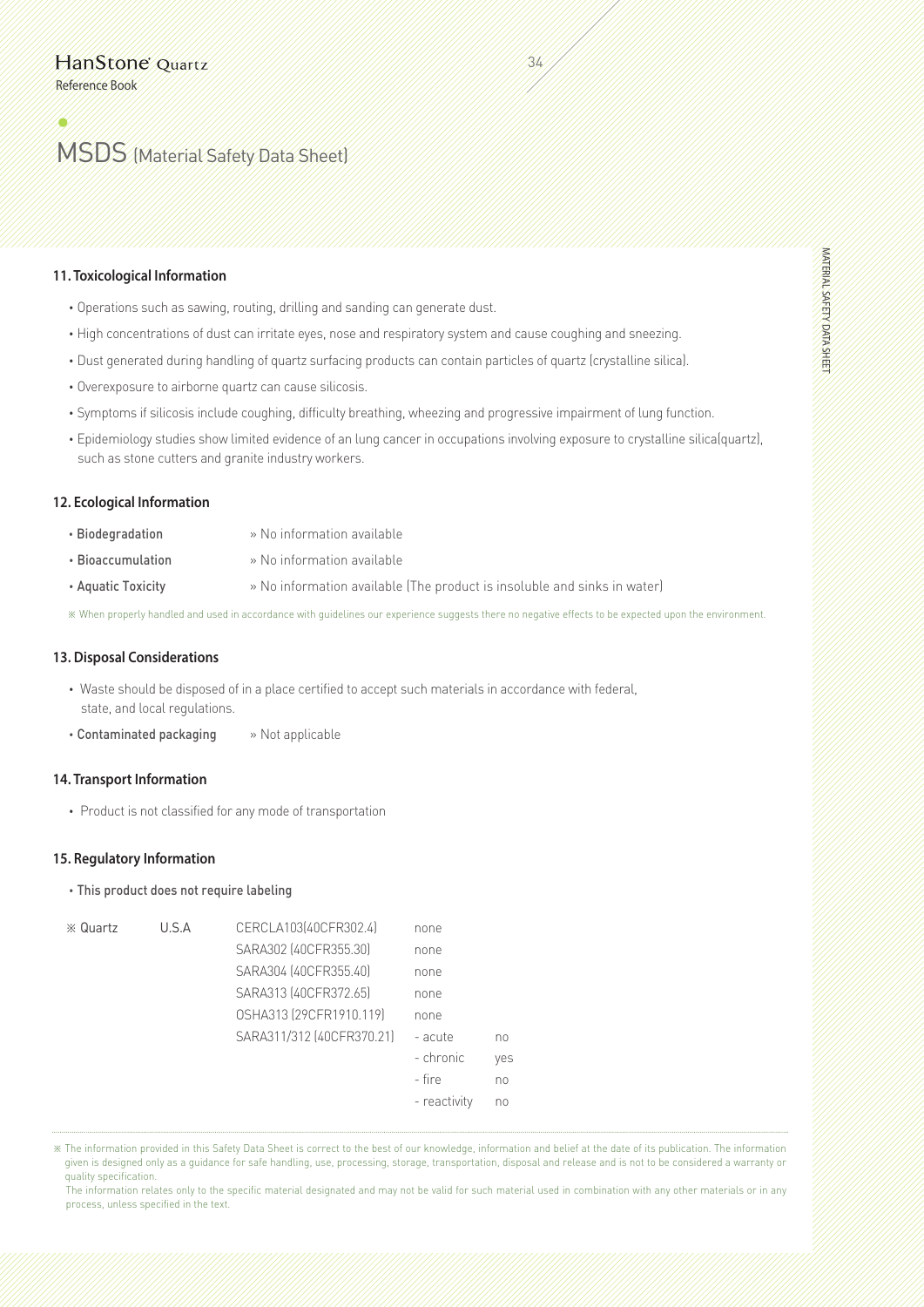# MSDS (Material Safety Data Sheet)

## 11. Toxicological Information

- Operations such as sawing, routing, drilling and sanding can generate dust.
- High concentrations of dust can irritate eyes, nose and respiratory system and cause coughing and sneezing.
- Dust generated during handling of quartz surfacing products can contain particles of quartz (crystalline silica).
- Overexposure to airborne quartz can cause silicosis.
- Symptoms if silicosis include coughing, difficulty breathing, wheezing and progressive impairment of lung function.
- Epidemiology studies show limited evidence of an lung cancer in occupations involving exposure to crystalline silica(quartz), such as stone cutters and granite industry workers.

## 12. Ecological Information

- **Biodegradation** » No information available
- **Bioaccumulation** » No information available
- **Aquatic Toxicity** » No information available (The product is insoluble and sinks in water)

※ When properly handled and used in accordance with guidelines our experience suggests there no negative effects to be expected upon the environment.

## 13. Disposal Considerations

- Waste should be disposed of in a place certified to accept such materials in accordance with federal, state, and local regulations.
- **Contaminated packaging** » Not applicable

## 14. Transport Information

- Product is not classified for any mode of transportation

## 15. Regulatory Information

- **This product does not require labeling**

| | | | | |
|---|---|---|---|---|
| ※ Quartz | U.S.A | CERCLA103(40CFR302.4) | none | |
| | | SARA302 (40CFR355.30) | none | |
| | | SARA304 (40CFR355.40) | none | |
| | | SARA313 (40CFR372.65) | none | |
| | | OSHA313 (29CFR1910.119) | none | |
| | | SARA311/312 (40CFR370.21) | - acute | no |
| | | | - chronic | yes |
| | | | - fire | no |
| | | | - reactivity | no |

※ The information provided in this Safety Data Sheet is correct to the best of our knowledge, information and belief at the date of its publication. The information given is designed only as a guidance for safe handling, use, processing, storage, transportation, disposal and release and is not to be considered a warranty or quality specification.
The information relates only to the specific material designated and may not be valid for such material used in combination with any other materials or in any process, unless specified in the text.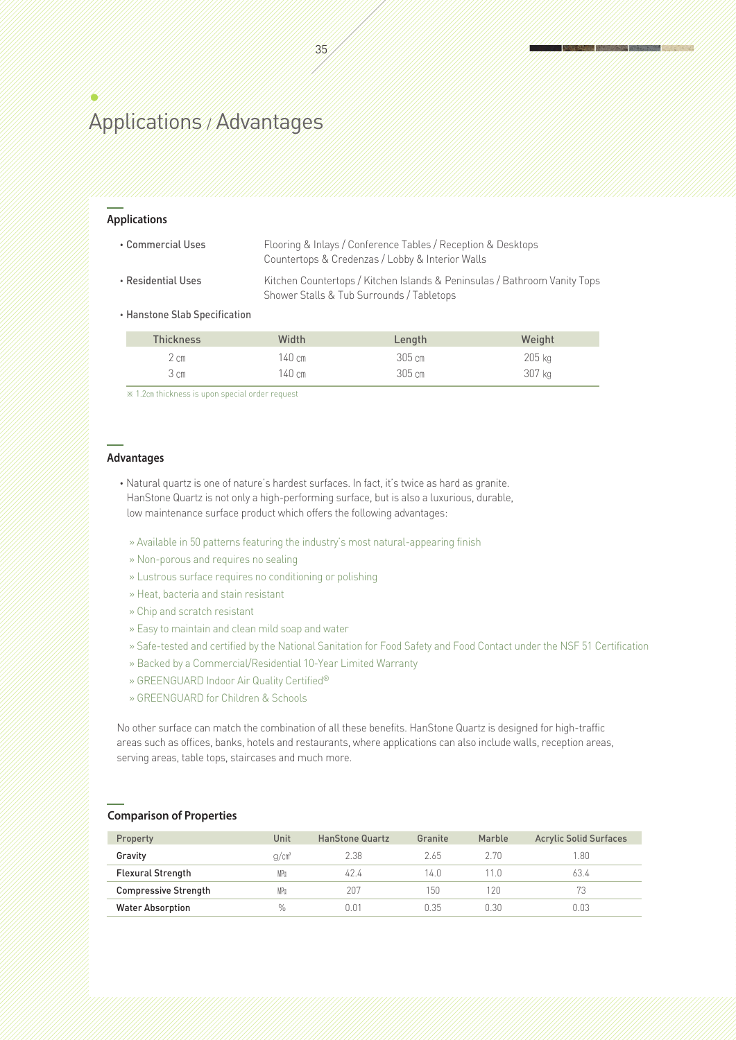# Applications / Advantages

## Applications

- **Commercial Uses** — Flooring & Inlays / Conference Tables / Reception & Desktops
  Countertops & Credenzas / Lobby & Interior Walls
- **Residential Uses** — Kitchen Countertops / Kitchen Islands & Peninsulas / Bathroom Vanity Tops
  Shower Stalls & Tub Surrounds / Tabletops
- **Hanstone Slab Specification**

| Thickness | Width | Length | Weight |
|---|---|---|---|
| 2 ㎝ | 140 ㎝ | 305 ㎝ | 205 ㎏ |
| 3 ㎝ | 140 ㎝ | 305 ㎝ | 307 ㎏ |

※ 1.2㎝ thickness is upon special order request

## Advantages

- Natural quartz is one of nature's hardest surfaces. In fact, it's twice as hard as granite. HanStone Quartz is not only a high-performing surface, but is also a luxurious, durable, low maintenance surface product which offers the following advantages:

  » Available in 50 patterns featuring the industry's most natural-appearing finish
  » Non-porous and requires no sealing
  » Lustrous surface requires no conditioning or polishing
  » Heat, bacteria and stain resistant
  » Chip and scratch resistant
  » Easy to maintain and clean mild soap and water
  » Safe-tested and certified by the National Sanitation for Food Safety and Food Contact under the NSF 51 Certification
  » Backed by a Commercial/Residential 10-Year Limited Warranty
  » GREENGUARD Indoor Air Quality Certified®
  » GREENGUARD for Children & Schools

No other surface can match the combination of all these benefits. HanStone Quartz is designed for high-traffic areas such as offices, banks, hotels and restaurants, where applications can also include walls, reception areas, serving areas, table tops, staircases and much more.

## Comparison of Properties

| Property | Unit | HanStone Quartz | Granite | Marble | Acrylic Solid Surfaces |
|---|---|---|---|---|---|
| Gravity | g/㎤ | 2.38 | 2.65 | 2.70 | 1.80 |
| Flexural Strength | ㎫ | 42.4 | 14.0 | 11.0 | 63.4 |
| Compressive Strength | ㎫ | 207 | 150 | 120 | 73 |
| Water Absorption | % | 0.01 | 0.35 | 0.30 | 0.03 |